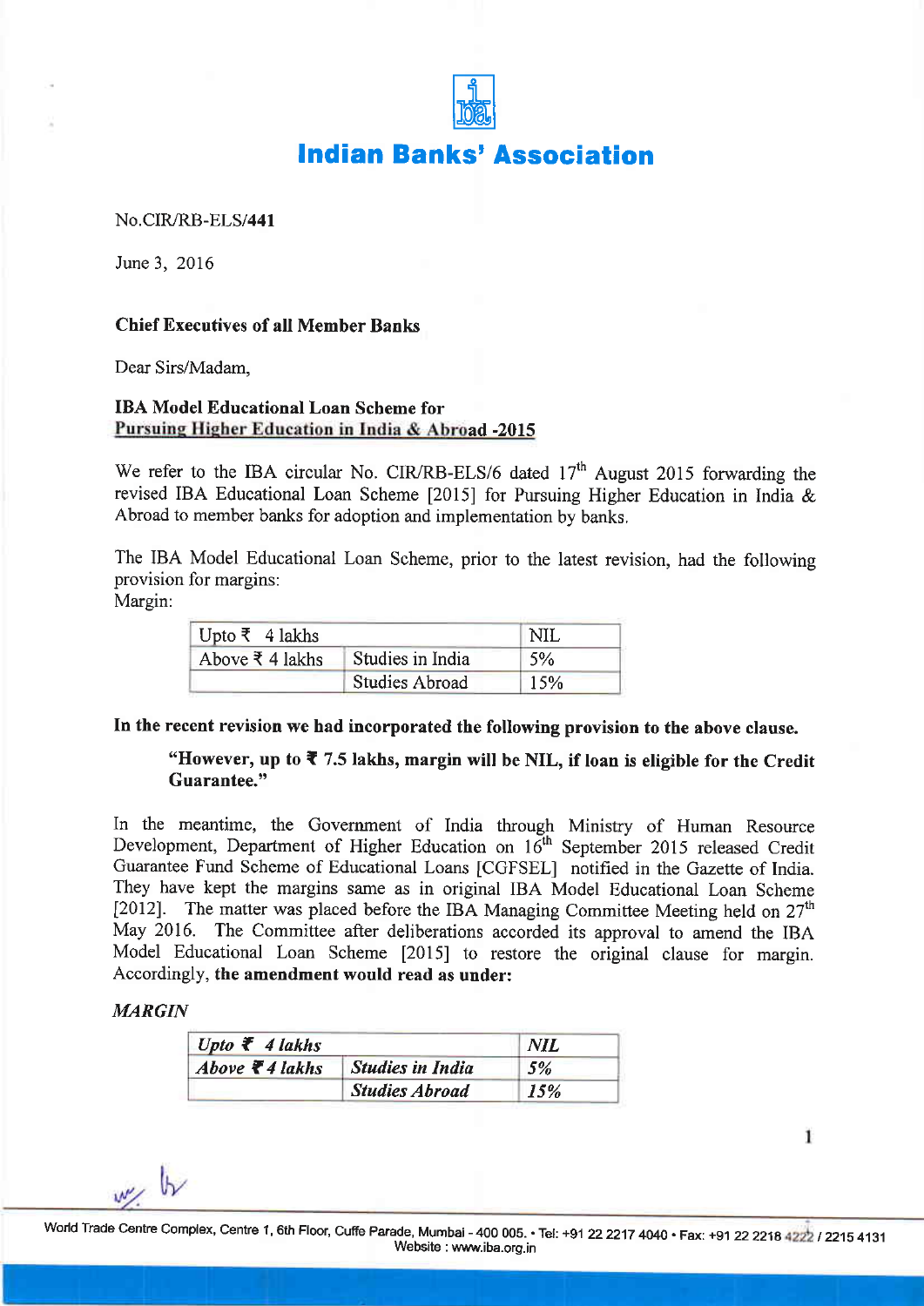# Indian Banks' Association

No.CIR/RB-ELS/**441**

June 3, 2016

**Chief Executives of all Member Banks**

Dear Sirs/Madam,

**IBA Model Educational Loan Scheme for**
**Pursuing Higher Education in India & Abroad -2015**

We refer to the IBA circular No. CIR/RB-ELS/6 dated 17th August 2015 forwarding the revised IBA Educational Loan Scheme [2015] for Pursuing Higher Education in India & Abroad to member banks for adoption and implementation by banks.

The IBA Model Educational Loan Scheme, prior to the latest revision, had the following provision for margins:
Margin:

| | | |
|---|---|---|
| Upto ₹ 4 lakhs | | NIL |
| Above ₹ 4 lakhs | Studies in India | 5% |
| | Studies Abroad | 15% |

**In the recent revision we had incorporated the following provision to the above clause.**

> **"However, up to ₹ 7.5 lakhs, margin will be NIL, if loan is eligible for the Credit Guarantee."**

In the meantime, the Government of India through Ministry of Human Resource Development, Department of Higher Education on 16th September 2015 released Credit Guarantee Fund Scheme of Educational Loans [CGFSEL] notified in the Gazette of India. They have kept the margins same as in original IBA Model Educational Loan Scheme [2012]. The matter was placed before the IBA Managing Committee Meeting held on 27th May 2016. The Committee after deliberations accorded its approval to amend the IBA Model Educational Loan Scheme [2015] to restore the original clause for margin. Accordingly, **the amendment would read as under:**

***MARGIN***

| | | |
|---|---|---|
| ***Upto ₹ 4 lakhs*** | | ***NIL*** |
| ***Above ₹ 4 lakhs*** | ***Studies in India*** | ***5%*** |
| | ***Studies Abroad*** | ***15%*** |

World Trade Centre Complex, Centre 1, 6th Floor, Cuffe Parade, Mumbai - 400 005. • Tel: +91 22 2217 4040 • Fax: +91 22 2218 4222 / 2215 4131
Website : www.iba.org.in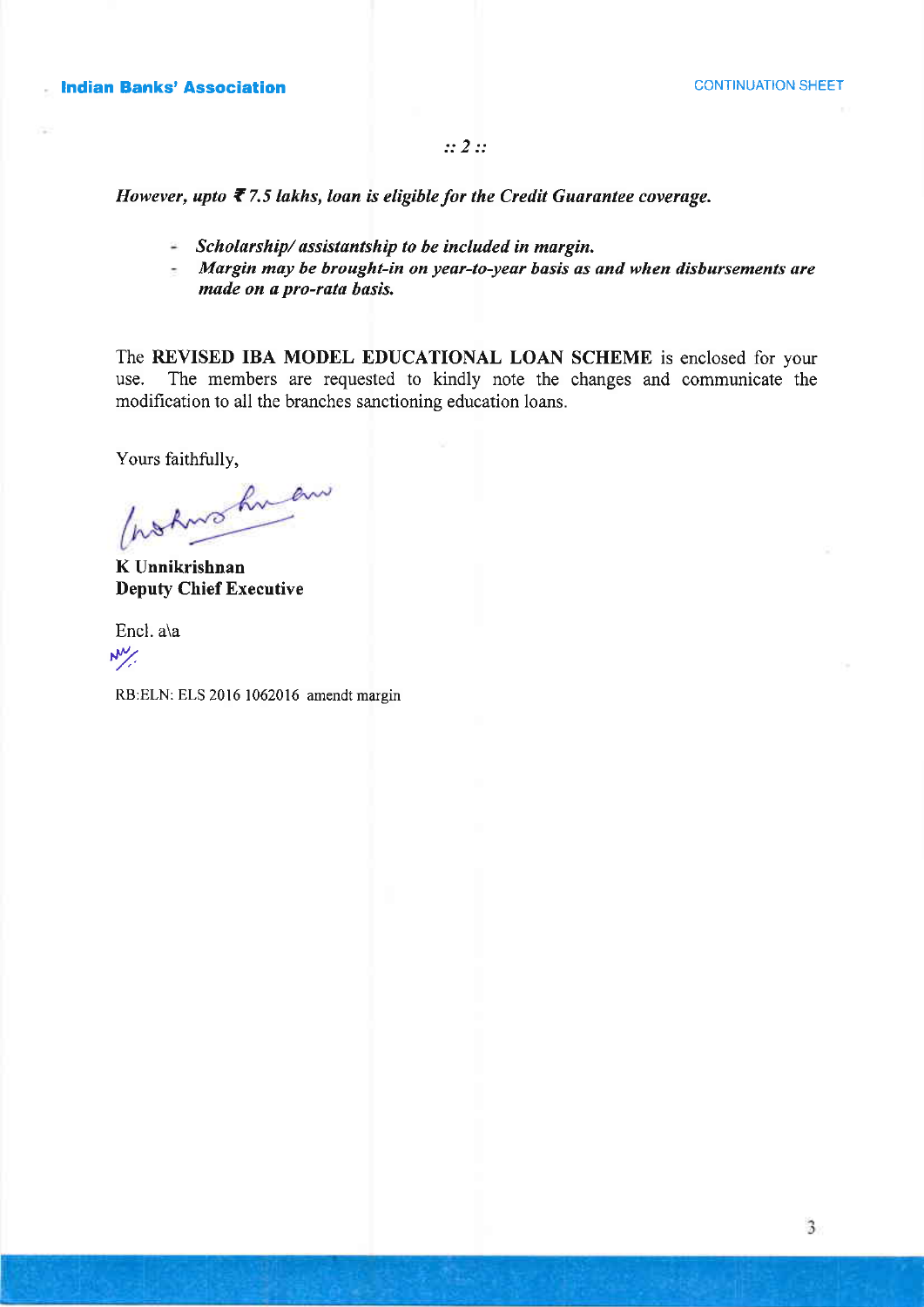*However, upto ₹ 7.5 lakhs, loan is eligible for the Credit Guarantee coverage.*

- *Scholarship/ assistantship to be included in margin.*
- *Margin may be brought-in on year-to-year basis as and when disbursements are made on a pro-rata basis.*

The **REVISED IBA MODEL EDUCATIONAL LOAN SCHEME** is enclosed for your use. The members are requested to kindly note the changes and communicate the modification to all the branches sanctioning education loans.

Yours faithfully,

**K Unnikrishnan**
**Deputy Chief Executive**

Encl. a\a

RB:ELN: ELS 2016 1062016 amendt margin